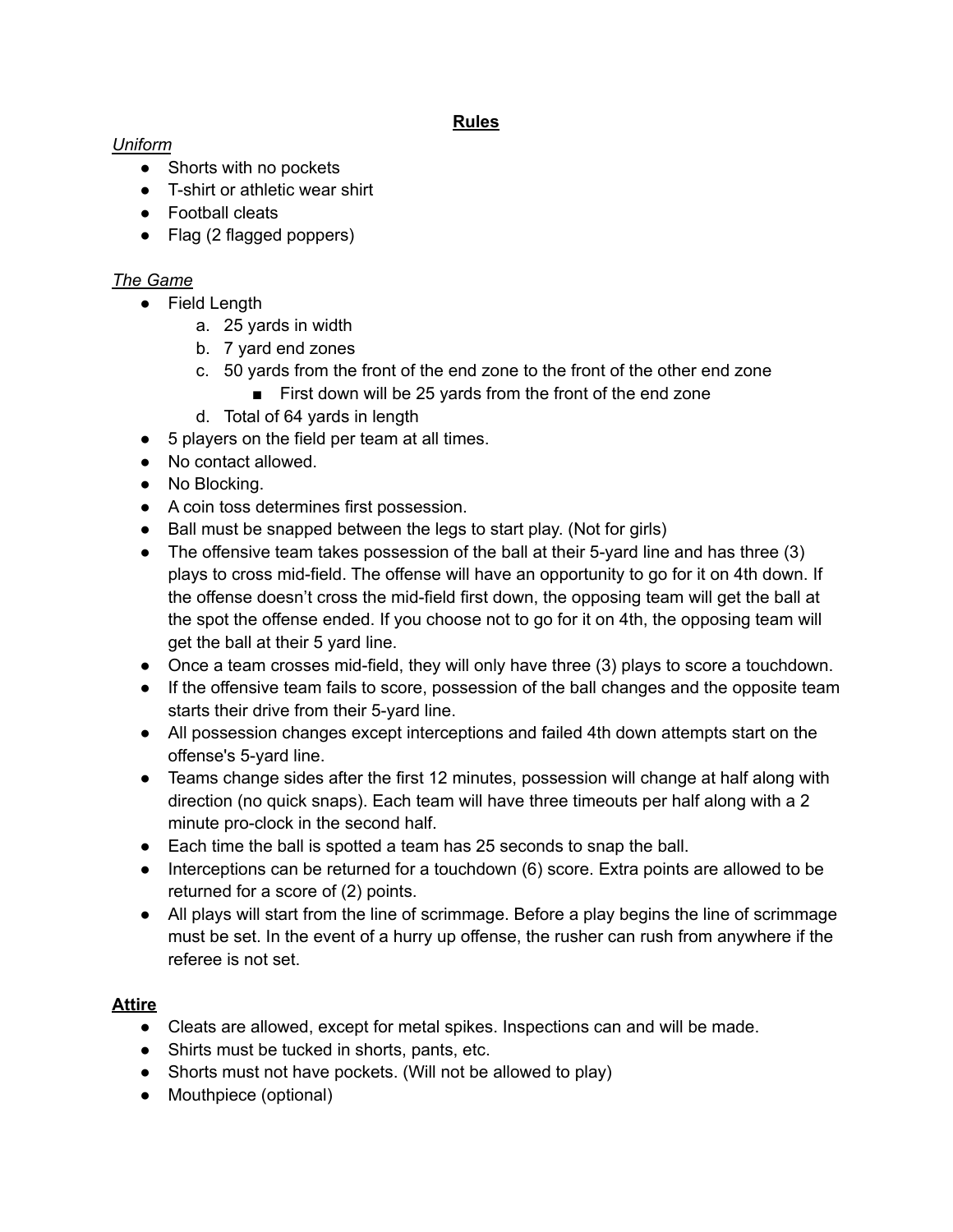# Rules

*Uniform*

- Shorts with no pockets
- T-shirt or athletic wear shirt
- Football cleats
- Flag (2 flagged poppers)

*The Game*

- Field Length
  a. 25 yards in width
  b. 7 yard end zones
  c. 50 yards from the front of the end zone to the front of the other end zone
     - First down will be 25 yards from the front of the end zone
  d. Total of 64 yards in length
- 5 players on the field per team at all times.
- No contact allowed.
- No Blocking.
- A coin toss determines first possession.
- Ball must be snapped between the legs to start play. (Not for girls)
- The offensive team takes possession of the ball at their 5-yard line and has three (3) plays to cross mid-field. The offense will have an opportunity to go for it on 4th down. If the offense doesn't cross the mid-field first down, the opposing team will get the ball at the spot the offense ended. If you choose not to go for it on 4th, the opposing team will get the ball at their 5 yard line.
- Once a team crosses mid-field, they will only have three (3) plays to score a touchdown.
- If the offensive team fails to score, possession of the ball changes and the opposite team starts their drive from their 5-yard line.
- All possession changes except interceptions and failed 4th down attempts start on the offense's 5-yard line.
- Teams change sides after the first 12 minutes, possession will change at half along with direction (no quick snaps). Each team will have three timeouts per half along with a 2 minute pro-clock in the second half.
- Each time the ball is spotted a team has 25 seconds to snap the ball.
- Interceptions can be returned for a touchdown (6) score. Extra points are allowed to be returned for a score of (2) points.
- All plays will start from the line of scrimmage. Before a play begins the line of scrimmage must be set. In the event of a hurry up offense, the rusher can rush from anywhere if the referee is not set.

## Attire

- Cleats are allowed, except for metal spikes. Inspections can and will be made.
- Shirts must be tucked in shorts, pants, etc.
- Shorts must not have pockets. (Will not be allowed to play)
- Mouthpiece (optional)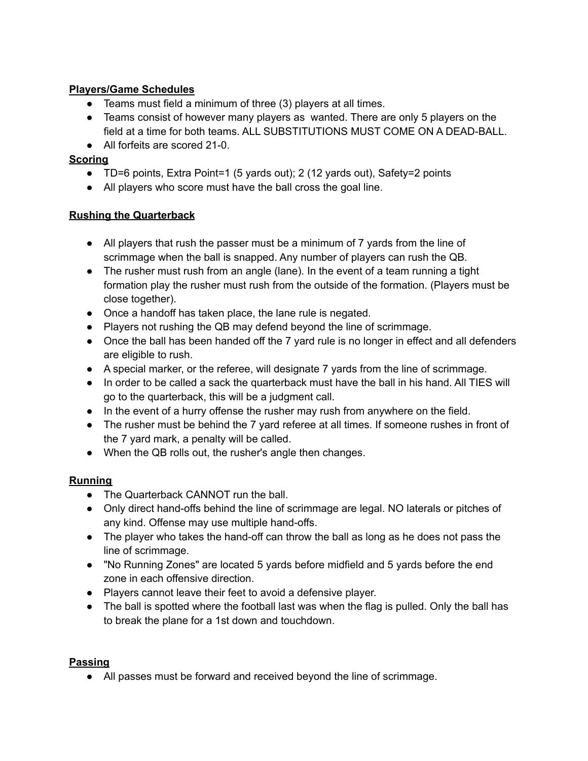**Players/Game Schedules**

- Teams must field a minimum of three (3) players at all times.
- Teams consist of however many players as wanted. There are only 5 players on the field at a time for both teams. ALL SUBSTITUTIONS MUST COME ON A DEAD-BALL.
- All forfeits are scored 21-0.

**Scoring**

- TD=6 points, Extra Point=1 (5 yards out); 2 (12 yards out), Safety=2 points
- All players who score must have the ball cross the goal line.

**Rushing the Quarterback**

- All players that rush the passer must be a minimum of 7 yards from the line of scrimmage when the ball is snapped. Any number of players can rush the QB.
- The rusher must rush from an angle (lane). In the event of a team running a tight formation play the rusher must rush from the outside of the formation. (Players must be close together).
- Once a handoff has taken place, the lane rule is negated.
- Players not rushing the QB may defend beyond the line of scrimmage.
- Once the ball has been handed off the 7 yard rule is no longer in effect and all defenders are eligible to rush.
- A special marker, or the referee, will designate 7 yards from the line of scrimmage.
- In order to be called a sack the quarterback must have the ball in his hand. All TIES will go to the quarterback, this will be a judgment call.
- In the event of a hurry offense the rusher may rush from anywhere on the field.
- The rusher must be behind the 7 yard referee at all times. If someone rushes in front of the 7 yard mark, a penalty will be called.
- When the QB rolls out, the rusher's angle then changes.

**Running**

- The Quarterback CANNOT run the ball.
- Only direct hand-offs behind the line of scrimmage are legal. NO laterals or pitches of any kind. Offense may use multiple hand-offs.
- The player who takes the hand-off can throw the ball as long as he does not pass the line of scrimmage.
- "No Running Zones" are located 5 yards before midfield and 5 yards before the end zone in each offensive direction.
- Players cannot leave their feet to avoid a defensive player.
- The ball is spotted where the football last was when the flag is pulled. Only the ball has to break the plane for a 1st down and touchdown.

**Passing**

- All passes must be forward and received beyond the line of scrimmage.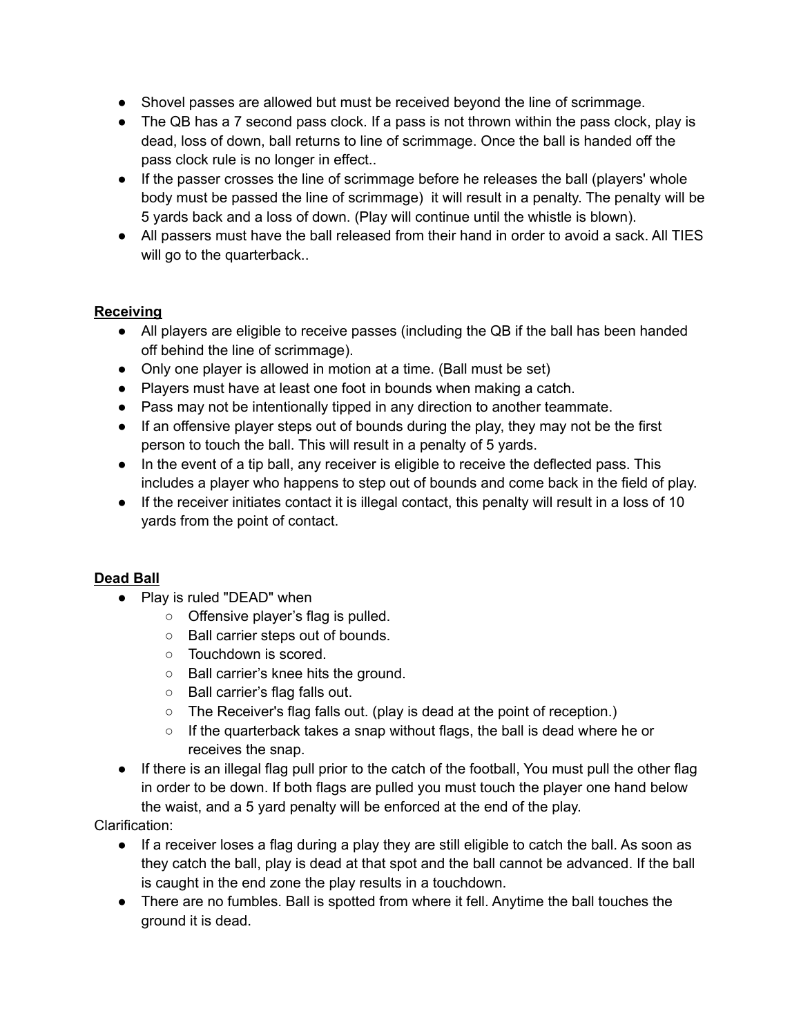- Shovel passes are allowed but must be received beyond the line of scrimmage.
- The QB has a 7 second pass clock. If a pass is not thrown within the pass clock, play is dead, loss of down, ball returns to line of scrimmage. Once the ball is handed off the pass clock rule is no longer in effect..
- If the passer crosses the line of scrimmage before he releases the ball (players' whole body must be passed the line of scrimmage) it will result in a penalty. The penalty will be 5 yards back and a loss of down. (Play will continue until the whistle is blown).
- All passers must have the ball released from their hand in order to avoid a sack. All TIES will go to the quarterback..

<u>**Receiving**</u>

- All players are eligible to receive passes (including the QB if the ball has been handed off behind the line of scrimmage).
- Only one player is allowed in motion at a time. (Ball must be set)
- Players must have at least one foot in bounds when making a catch.
- Pass may not be intentionally tipped in any direction to another teammate.
- If an offensive player steps out of bounds during the play, they may not be the first person to touch the ball. This will result in a penalty of 5 yards.
- In the event of a tip ball, any receiver is eligible to receive the deflected pass. This includes a player who happens to step out of bounds and come back in the field of play.
- If the receiver initiates contact it is illegal contact, this penalty will result in a loss of 10 yards from the point of contact.

<u>**Dead Ball**</u>

- Play is ruled "DEAD" when
  - Offensive player's flag is pulled.
  - Ball carrier steps out of bounds.
  - Touchdown is scored.
  - Ball carrier's knee hits the ground.
  - Ball carrier's flag falls out.
  - The Receiver's flag falls out. (play is dead at the point of reception.)
  - If the quarterback takes a snap without flags, the ball is dead where he or receives the snap.
- If there is an illegal flag pull prior to the catch of the football, You must pull the other flag in order to be down. If both flags are pulled you must touch the player one hand below the waist, and a 5 yard penalty will be enforced at the end of the play.

Clarification:

- If a receiver loses a flag during a play they are still eligible to catch the ball. As soon as they catch the ball, play is dead at that spot and the ball cannot be advanced. If the ball is caught in the end zone the play results in a touchdown.
- There are no fumbles. Ball is spotted from where it fell. Anytime the ball touches the ground it is dead.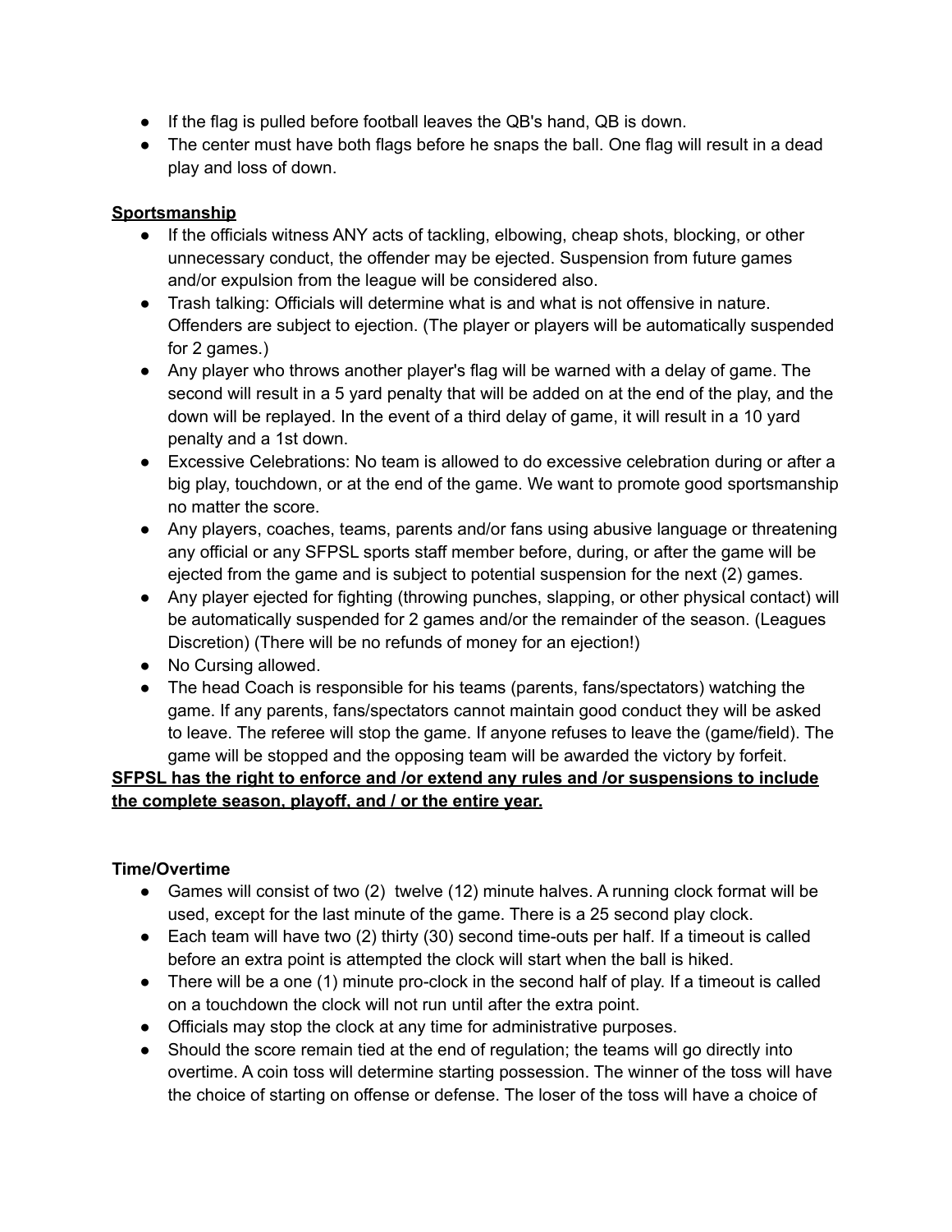- If the flag is pulled before football leaves the QB's hand, QB is down.
- The center must have both flags before he snaps the ball. One flag will result in a dead play and loss of down.

**<u>Sportsmanship</u>**

- If the officials witness ANY acts of tackling, elbowing, cheap shots, blocking, or other unnecessary conduct, the offender may be ejected. Suspension from future games and/or expulsion from the league will be considered also.
- Trash talking: Officials will determine what is and what is not offensive in nature. Offenders are subject to ejection. (The player or players will be automatically suspended for 2 games.)
- Any player who throws another player's flag will be warned with a delay of game. The second will result in a 5 yard penalty that will be added on at the end of the play, and the down will be replayed. In the event of a third delay of game, it will result in a 10 yard penalty and a 1st down.
- Excessive Celebrations: No team is allowed to do excessive celebration during or after a big play, touchdown, or at the end of the game. We want to promote good sportsmanship no matter the score.
- Any players, coaches, teams, parents and/or fans using abusive language or threatening any official or any SFPSL sports staff member before, during, or after the game will be ejected from the game and is subject to potential suspension for the next (2) games.
- Any player ejected for fighting (throwing punches, slapping, or other physical contact) will be automatically suspended for 2 games and/or the remainder of the season. (Leagues Discretion) (There will be no refunds of money for an ejection!)
- No Cursing allowed.
- The head Coach is responsible for his teams (parents, fans/spectators) watching the game. If any parents, fans/spectators cannot maintain good conduct they will be asked to leave. The referee will stop the game. If anyone refuses to leave the (game/field). The game will be stopped and the opposing team will be awarded the victory by forfeit.

**<u>SFPSL has the right to enforce and /or extend any rules and /or suspensions to include the complete season, playoff, and / or the entire year.</u>**

**Time/Overtime**

- Games will consist of two (2) twelve (12) minute halves. A running clock format will be used, except for the last minute of the game. There is a 25 second play clock.
- Each team will have two (2) thirty (30) second time-outs per half. If a timeout is called before an extra point is attempted the clock will start when the ball is hiked.
- There will be a one (1) minute pro-clock in the second half of play. If a timeout is called on a touchdown the clock will not run until after the extra point.
- Officials may stop the clock at any time for administrative purposes.
- Should the score remain tied at the end of regulation; the teams will go directly into overtime. A coin toss will determine starting possession. The winner of the toss will have the choice of starting on offense or defense. The loser of the toss will have a choice of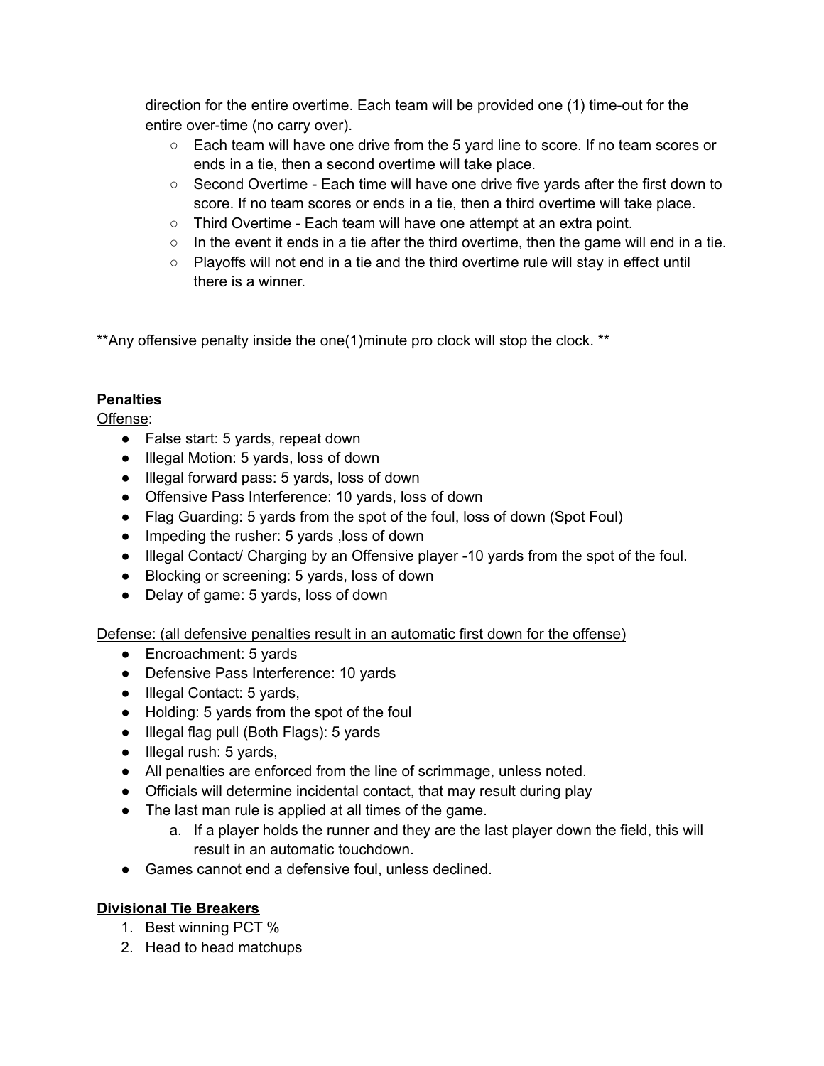direction for the entire overtime. Each team will be provided one (1) time-out for the entire over-time (no carry over).

- Each team will have one drive from the 5 yard line to score. If no team scores or ends in a tie, then a second overtime will take place.
- Second Overtime - Each time will have one drive five yards after the first down to score. If no team scores or ends in a tie, then a third overtime will take place.
- Third Overtime - Each team will have one attempt at an extra point.
- In the event it ends in a tie after the third overtime, then the game will end in a tie.
- Playoffs will not end in a tie and the third overtime rule will stay in effect until there is a winner.

**Any offensive penalty inside the one(1)minute pro clock will stop the clock. **

**Penalties**

Offense:

- False start: 5 yards, repeat down
- Illegal Motion: 5 yards, loss of down
- Illegal forward pass: 5 yards, loss of down
- Offensive Pass Interference: 10 yards, loss of down
- Flag Guarding: 5 yards from the spot of the foul, loss of down (Spot Foul)
- Impeding the rusher: 5 yards ,loss of down
- Illegal Contact/ Charging by an Offensive player -10 yards from the spot of the foul.
- Blocking or screening: 5 yards, loss of down
- Delay of game: 5 yards, loss of down

Defense: (all defensive penalties result in an automatic first down for the offense)

- Encroachment: 5 yards
- Defensive Pass Interference: 10 yards
- Illegal Contact: 5 yards,
- Holding: 5 yards from the spot of the foul
- Illegal flag pull (Both Flags): 5 yards
- Illegal rush: 5 yards,
- All penalties are enforced from the line of scrimmage, unless noted.
- Officials will determine incidental contact, that may result during play
- The last man rule is applied at all times of the game.
  a. If a player holds the runner and they are the last player down the field, this will result in an automatic touchdown.
- Games cannot end a defensive foul, unless declined.

**Divisional Tie Breakers**

1. Best winning PCT %
2. Head to head matchups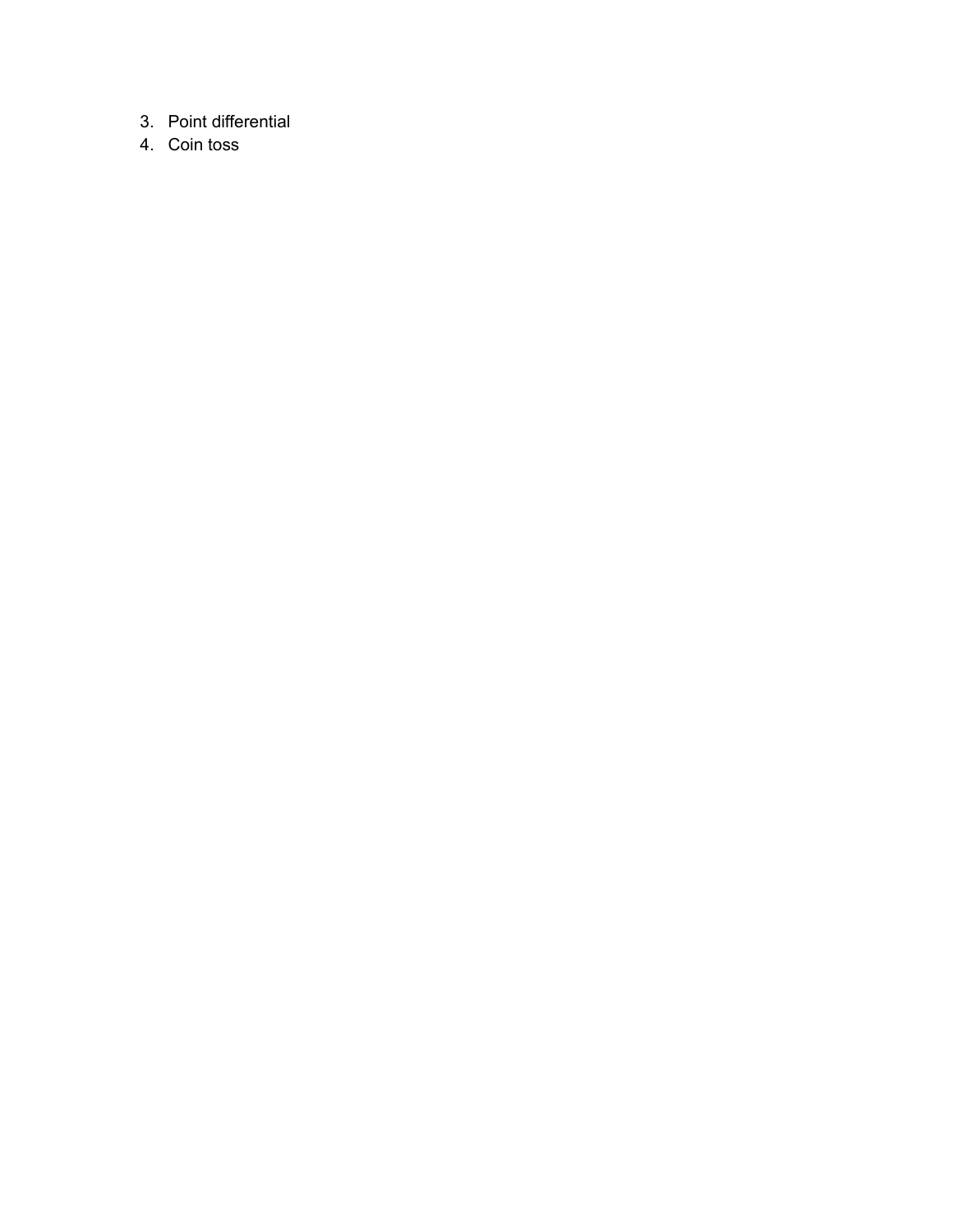3. Point differential
4. Coin toss